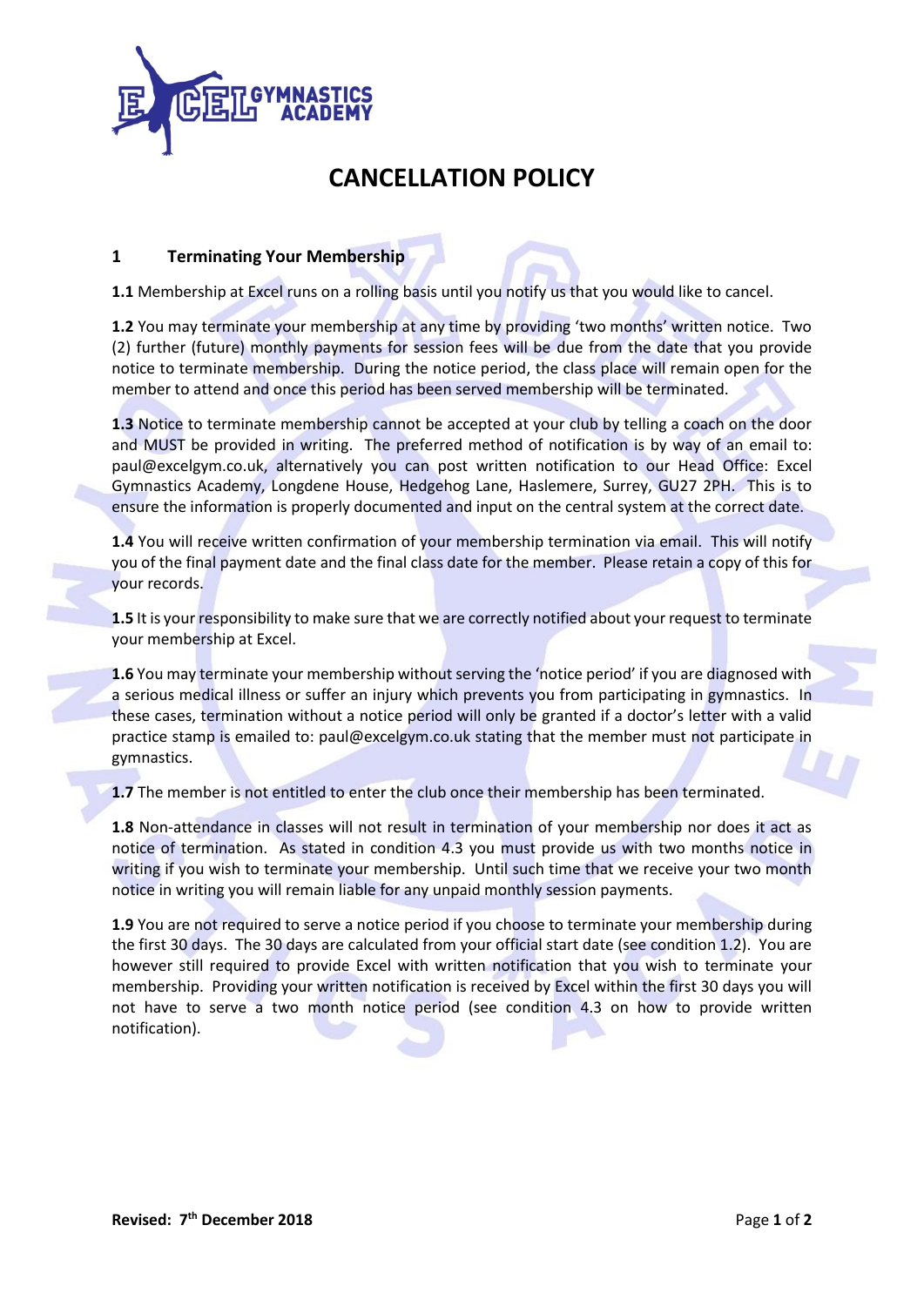# CANCELLATION POLICY

## 1 Terminating Your Membership

**1.1** Membership at Excel runs on a rolling basis until you notify us that you would like to cancel.

**1.2** You may terminate your membership at any time by providing 'two months' written notice. Two (2) further (future) monthly payments for session fees will be due from the date that you provide notice to terminate membership. During the notice period, the class place will remain open for the member to attend and once this period has been served membership will be terminated.

**1.3** Notice to terminate membership cannot be accepted at your club by telling a coach on the door and MUST be provided in writing. The preferred method of notification is by way of an email to: paul@excelgym.co.uk, alternatively you can post written notification to our Head Office: Excel Gymnastics Academy, Longdene House, Hedgehog Lane, Haslemere, Surrey, GU27 2PH. This is to ensure the information is properly documented and input on the central system at the correct date.

**1.4** You will receive written confirmation of your membership termination via email. This will notify you of the final payment date and the final class date for the member. Please retain a copy of this for your records.

**1.5** It is your responsibility to make sure that we are correctly notified about your request to terminate your membership at Excel.

**1.6** You may terminate your membership without serving the 'notice period' if you are diagnosed with a serious medical illness or suffer an injury which prevents you from participating in gymnastics. In these cases, termination without a notice period will only be granted if a doctor's letter with a valid practice stamp is emailed to: paul@excelgym.co.uk stating that the member must not participate in gymnastics.

**1.7** The member is not entitled to enter the club once their membership has been terminated.

**1.8** Non-attendance in classes will not result in termination of your membership nor does it act as notice of termination. As stated in condition 4.3 you must provide us with two months notice in writing if you wish to terminate your membership. Until such time that we receive your two month notice in writing you will remain liable for any unpaid monthly session payments.

**1.9** You are not required to serve a notice period if you choose to terminate your membership during the first 30 days. The 30 days are calculated from your official start date (see condition 1.2). You are however still required to provide Excel with written notification that you wish to terminate your membership. Providing your written notification is received by Excel within the first 30 days you will not have to serve a two month notice period (see condition 4.3 on how to provide written notification).

**Revised: 7th December 2018**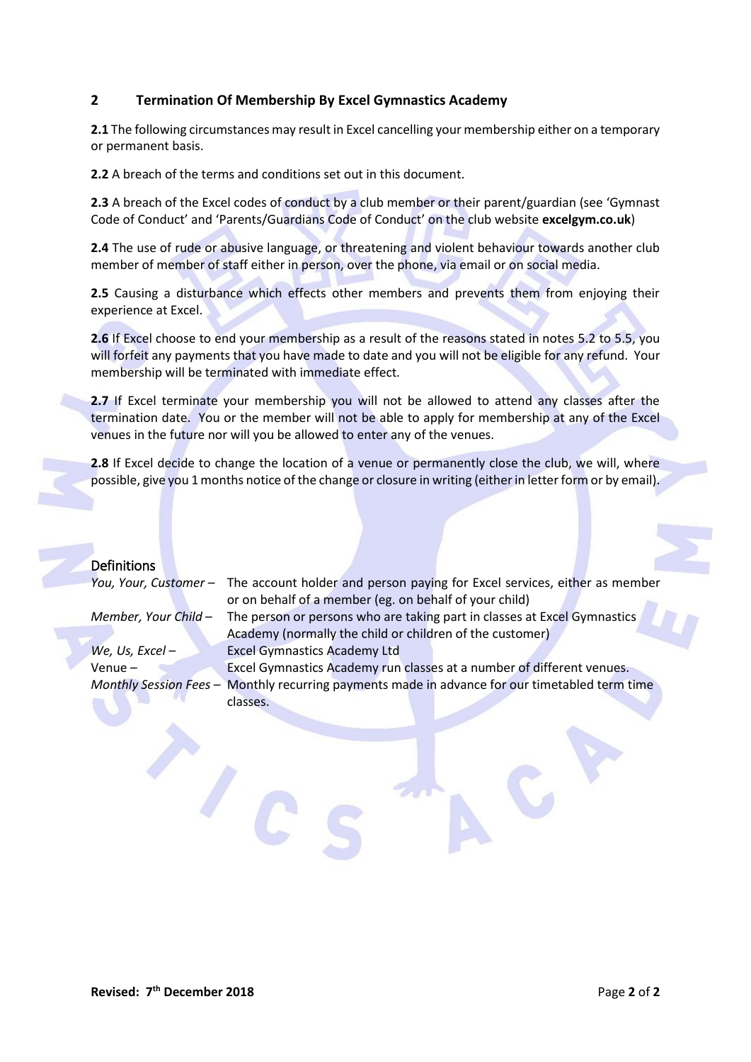## 2 Termination Of Membership By Excel Gymnastics Academy

**2.1** The following circumstances may result in Excel cancelling your membership either on a temporary or permanent basis.

**2.2** A breach of the terms and conditions set out in this document.

**2.3** A breach of the Excel codes of conduct by a club member or their parent/guardian (see 'Gymnast Code of Conduct' and 'Parents/Guardians Code of Conduct' on the club website **excelgym.co.uk**)

**2.4** The use of rude or abusive language, or threatening and violent behaviour towards another club member of member of staff either in person, over the phone, via email or on social media.

**2.5** Causing a disturbance which effects other members and prevents them from enjoying their experience at Excel.

**2.6** If Excel choose to end your membership as a result of the reasons stated in notes 5.2 to 5.5, you will forfeit any payments that you have made to date and you will not be eligible for any refund. Your membership will be terminated with immediate effect.

**2.7** If Excel terminate your membership you will not be allowed to attend any classes after the termination date. You or the member will not be able to apply for membership at any of the Excel venues in the future nor will you be allowed to enter any of the venues.

**2.8** If Excel decide to change the location of a venue or permanently close the club, we will, where possible, give you 1 months notice of the change or closure in writing (either in letter form or by email).

### Definitions

| | |
|---|---|
| *You, Your, Customer* – | The account holder and person paying for Excel services, either as member or on behalf of a member (eg. on behalf of your child) |
| *Member, Your Child* – | The person or persons who are taking part in classes at Excel Gymnastics Academy (normally the child or children of the customer) |
| *We, Us, Excel* – | Excel Gymnastics Academy Ltd |
| Venue – | Excel Gymnastics Academy run classes at a number of different venues. |
| *Monthly Session Fees* – | Monthly recurring payments made in advance for our timetabled term time classes. |

**Revised: 7th December 2018**